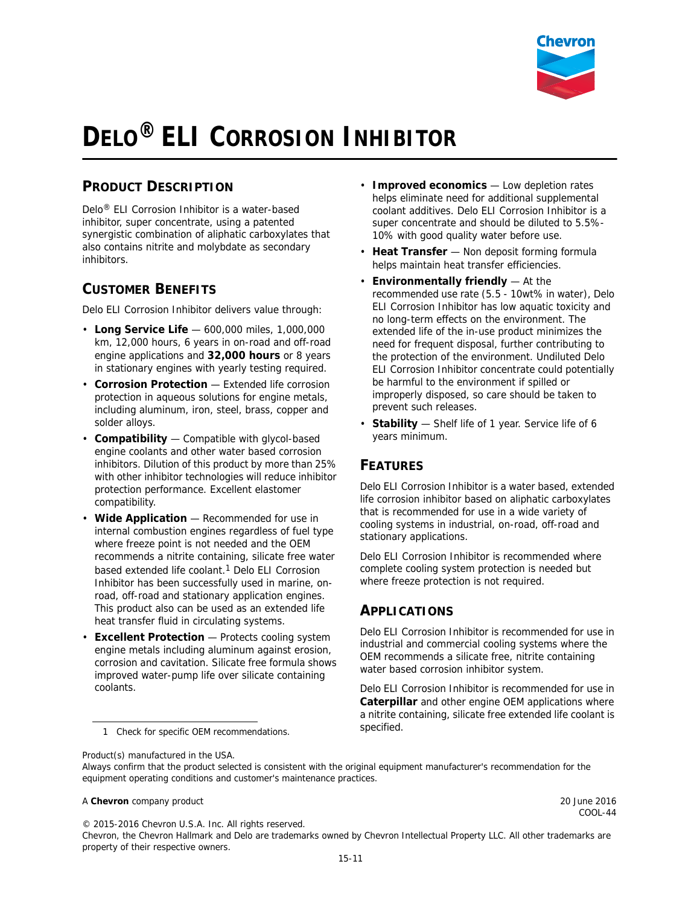// Chevron

# DELO® ELI CORROSION INHIBITOR

## PRODUCT DESCRIPTION

Delo® ELI Corrosion Inhibitor is a water-based inhibitor, super concentrate, using a patented synergistic combination of aliphatic carboxylates that also contains nitrite and molybdate as secondary inhibitors.

## CUSTOMER BENEFITS

Delo ELI Corrosion Inhibitor delivers value through:

- **Long Service Life** — 600,000 miles, 1,000,000 km, 12,000 hours, 6 years in on-road and off-road engine applications and **32,000 hours** or 8 years in stationary engines with yearly testing required.
- **Corrosion Protection** — Extended life corrosion protection in aqueous solutions for engine metals, including aluminum, iron, steel, brass, copper and solder alloys.
- **Compatibility** — Compatible with glycol-based engine coolants and other water based corrosion inhibitors. Dilution of this product by more than 25% with other inhibitor technologies will reduce inhibitor protection performance. Excellent elastomer compatibility.
- **Wide Application** — Recommended for use in internal combustion engines regardless of fuel type where freeze point is not needed and the OEM recommends a nitrite containing, silicate free water based extended life coolant.[1] Delo ELI Corrosion Inhibitor has been successfully used in marine, on-road, off-road and stationary application engines. This product also can be used as an extended life heat transfer fluid in circulating systems.
- **Excellent Protection** — Protects cooling system engine metals including aluminum against erosion, corrosion and cavitation. Silicate free formula shows improved water-pump life over silicate containing coolants.
- **Improved economics** — Low depletion rates helps eliminate need for additional supplemental coolant additives. Delo ELI Corrosion Inhibitor is a super concentrate and should be diluted to 5.5%-10% with good quality water before use.
- **Heat Transfer** — Non deposit forming formula helps maintain heat transfer efficiencies.
- **Environmentally friendly** — At the recommended use rate (5.5 - 10wt% in water), Delo ELI Corrosion Inhibitor has low aquatic toxicity and no long-term effects on the environment. The extended life of the in-use product minimizes the need for frequent disposal, further contributing to the protection of the environment. Undiluted Delo ELI Corrosion Inhibitor concentrate could potentially be harmful to the environment if spilled or improperly disposed, so care should be taken to prevent such releases.
- **Stability** — Shelf life of 1 year. Service life of 6 years minimum.

## FEATURES

Delo ELI Corrosion Inhibitor is a water based, extended life corrosion inhibitor based on aliphatic carboxylates that is recommended for use in a wide variety of cooling systems in industrial, on-road, off-road and stationary applications.

Delo ELI Corrosion Inhibitor is recommended where complete cooling system protection is needed but where freeze protection is not required.

## APPLICATIONS

Delo ELI Corrosion Inhibitor is recommended for use in industrial and commercial cooling systems where the OEM recommends a silicate free, nitrite containing water based corrosion inhibitor system.

Delo ELI Corrosion Inhibitor is recommended for use in **Caterpillar** and other engine OEM applications where a nitrite containing, silicate free extended life coolant is specified.

1 Check for specific OEM recommendations.

Product(s) manufactured in the USA.
Always confirm that the product selected is consistent with the original equipment manufacturer's recommendation for the equipment operating conditions and customer's maintenance practices.

A **Chevron** company product

20 June 2016
COOL-44

© 2015-2016 Chevron U.S.A. Inc. All rights reserved.
Chevron, the Chevron Hallmark and Delo are trademarks owned by Chevron Intellectual Property LLC. All other trademarks are property of their respective owners.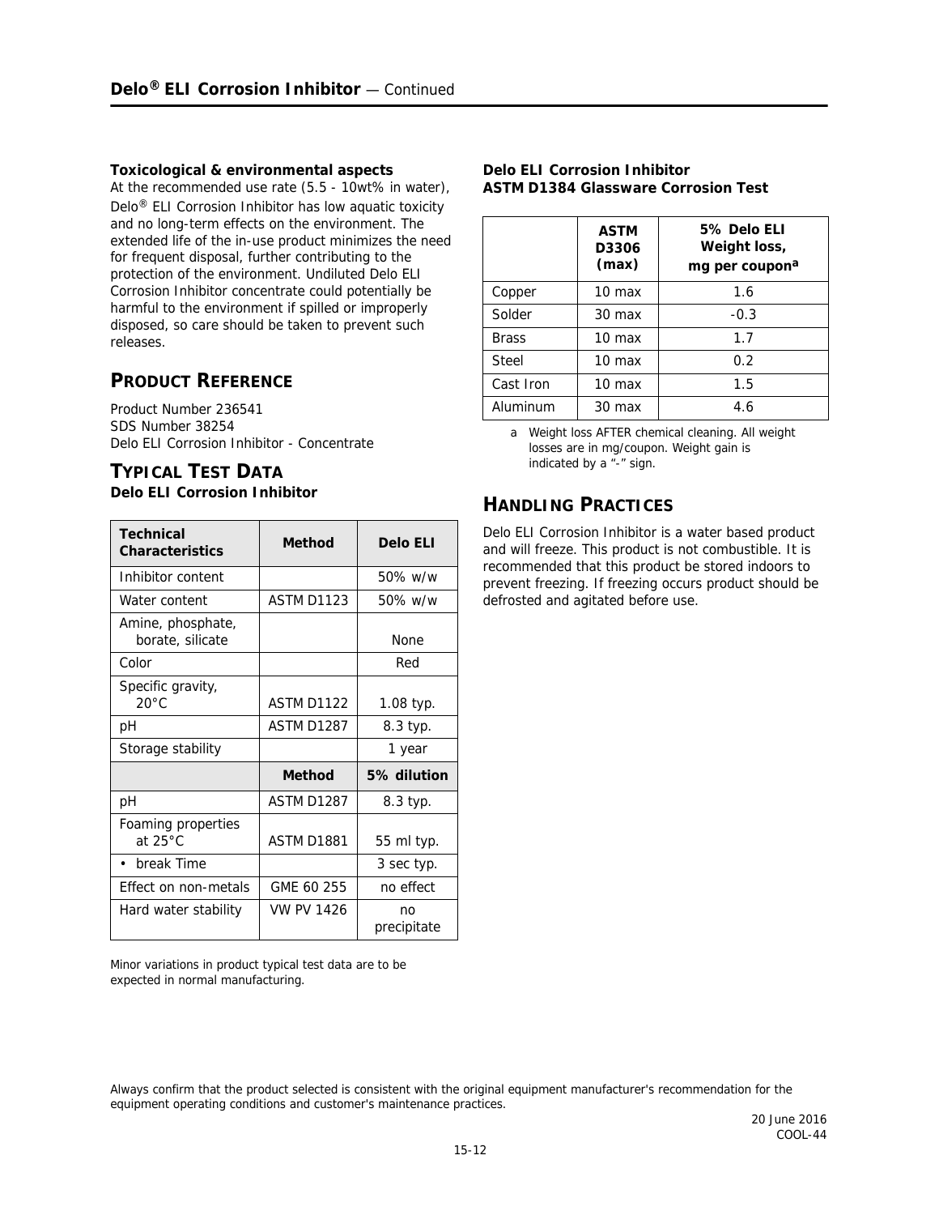### Toxicological & environmental aspects

At the recommended use rate (5.5 - 10wt% in water), Delo® ELI Corrosion Inhibitor has low aquatic toxicity and no long-term effects on the environment. The extended life of the in-use product minimizes the need for frequent disposal, further contributing to the protection of the environment. Undiluted Delo ELI Corrosion Inhibitor concentrate could potentially be harmful to the environment if spilled or improperly disposed, so care should be taken to prevent such releases.

## PRODUCT REFERENCE

Product Number 236541
SDS Number 38254
Delo ELI Corrosion Inhibitor - Concentrate

## TYPICAL TEST DATA

**Delo ELI Corrosion Inhibitor**

| Technical Characteristics | Method | Delo ELI |
|---|---|---|
| Inhibitor content | | 50% w/w |
| Water content | ASTM D1123 | 50% w/w |
| Amine, phosphate, borate, silicate | | None |
| Color | | Red |
| Specific gravity, 20°C | ASTM D1122 | 1.08 typ. |
| pH | ASTM D1287 | 8.3 typ. |
| Storage stability | | 1 year |
| | **Method** | **5% dilution** |
| pH | ASTM D1287 | 8.3 typ. |
| Foaming properties at 25°C | ASTM D1881 | 55 ml typ. |
| • break Time | | 3 sec typ. |
| Effect on non-metals | GME 60 255 | no effect |
| Hard water stability | VW PV 1426 | no precipitate |

Minor variations in product typical test data are to be expected in normal manufacturing.

**Delo ELI Corrosion Inhibitor**
**ASTM D1384 Glassware Corrosion Test**

| | ASTM D3306 (max) | 5% Delo ELI Weight loss, mg per coupon[a] |
|---|---|---|
| Copper | 10 max | 1.6 |
| Solder | 30 max | -0.3 |
| Brass | 10 max | 1.7 |
| Steel | 10 max | 0.2 |
| Cast Iron | 10 max | 1.5 |
| Aluminum | 30 max | 4.6 |

a Weight loss AFTER chemical cleaning. All weight losses are in mg/coupon. Weight gain is indicated by a "-" sign.

## HANDLING PRACTICES

Delo ELI Corrosion Inhibitor is a water based product and will freeze. This product is not combustible. It is recommended that this product be stored indoors to prevent freezing. If freezing occurs product should be defrosted and agitated before use.

Always confirm that the product selected is consistent with the original equipment manufacturer's recommendation for the equipment operating conditions and customer's maintenance practices.

20 June 2016
COOL-44